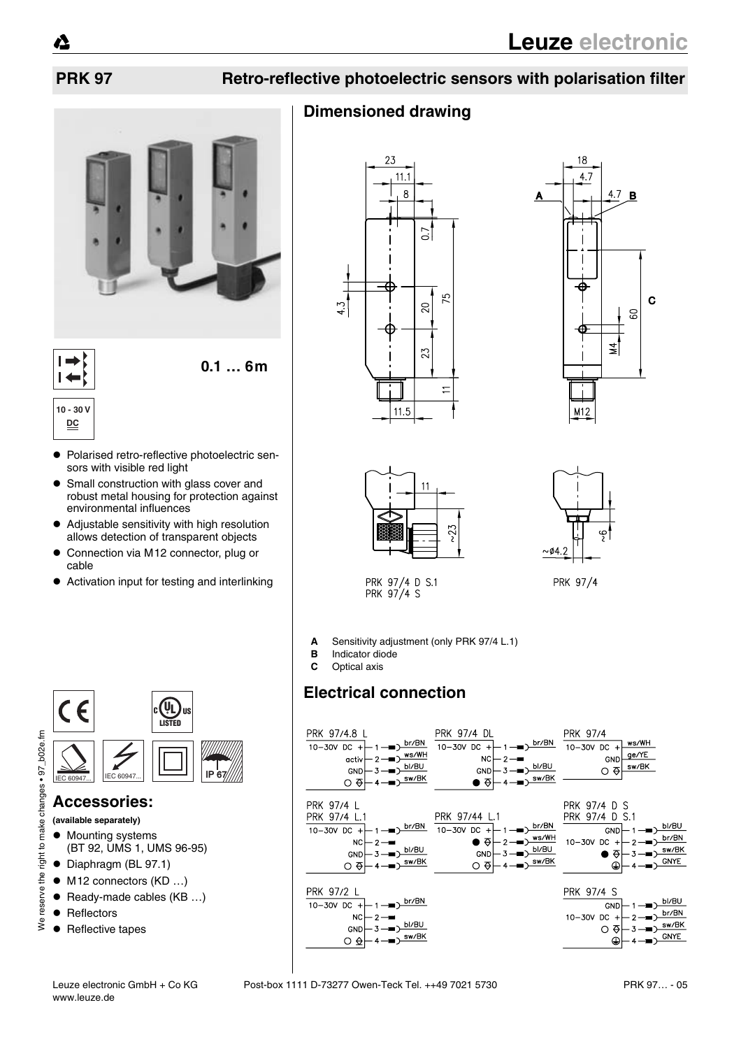# Leuze electronic

## PRK 97 Retro-reflective photoelectric sensors with polarisation filter

**0.1 … 6m**

10 - 30 V DC

- Polarised retro-reflective photoelectric sensors with visible red light
- Small construction with glass cover and robust metal housing for protection against environmental influences
- Adjustable sensitivity with high resolution allows detection of transparent objects
- Connection via M12 connector, plug or cable
- Activation input for testing and interlinking

IP 67

## Accessories:

**(available separately)**

- Mounting systems (BT 92, UMS 1, UMS 96-95)
- Diaphragm (BL 97.1)
- M12 connectors (KD …)
- Ready-made cables (KB …)
- Reflectors
- Reflective tapes

## Dimensioned drawing

PRK 97/4 D S.1
PRK 97/4 S

PRK 97/4

**A** Sensitivity adjustment (only PRK 97/4 L.1)
**B** Indicator diode
**C** Optical axis

## Electrical connection

**PRK 97/4.8 L**
- 10-30V DC + — 1 — br/BN
- activ — 2 — ws/WH
- GND — 3 — bl/BU
- 4 — sw/BK

**PRK 97/4 DL**
- 10-30V DC + — 1 — br/BN
- NC — 2
- GND — 3 — bl/BU
- 4 — sw/BK

**PRK 97/4**
- 10-30V DC + — ws/WH
- GND — ge/YE
- sw/BK

**PRK 97/4 L / PRK 97/4 L.1**
- 10-30V DC + — 1 — br/BN
- NC — 2
- GND — 3 — bl/BU
- 4 — sw/BK

**PRK 97/44 L.1**
- 10-30V DC + — 1 — br/BN
- 2 — ws/WH
- GND — 3 — bl/BU
- 4 — sw/BK

**PRK 97/4 D S / PRK 97/4 D S.1**
- GND — 1 — bl/BU
- 10-30V DC + — 2 — br/BN
- 3 — sw/BK
- 4 — GNYE

**PRK 97/2 L**
- 10-30V DC + — 1 — br/BN
- NC — 2
- GND — 3 — bl/BU
- 4 — sw/BK

**PRK 97/4 S**
- GND — 1 — bl/BU
- 10-30V DC + — 2 — br/BN
- 3 — sw/BK
- 4 — GNYE

We reserve the right to make changes • 97_b02e.fm

Leuze electronic GmbH + Co KG Post-box 1111 D-73277 Owen-Teck Tel. ++49 7021 5730 PRK 97… - 05
www.leuze.de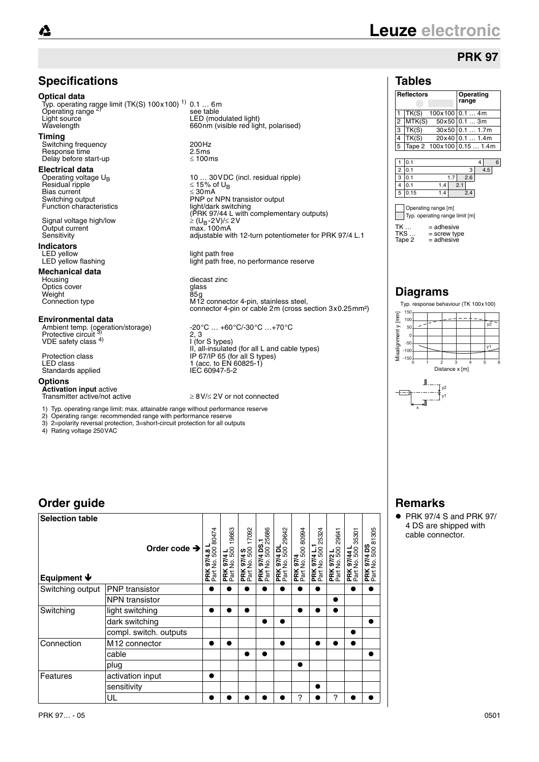# Leuze electronic

## PRK 97

## Specifications

### Optical data

| | |
|---|---|
| Typ. operating range limit (TK(S) 100x100) [1] | 0.1 … 6m |
| Operating range [2] | see table |
| Light source | LED (modulated light) |
| Wavelength | 660nm (visible red light, polarised) |

### Timing

| | |
|---|---|
| Switching frequency | 200Hz |
| Response time | 2.5ms |
| Delay before start-up | ≤ 100ms |

### Electrical data

| | |
|---|---|
| Operating voltage $U_B$ | 10 … 30VDC (incl. residual ripple) |
| Residual ripple | ≤ 15% of $U_B$ |
| Bias current | ≤ 30mA |
| Switching output | PNP or NPN transistor output |
| Function characteristics | light/dark switching (PRK 97/44 L with complementary outputs) |
| Signal voltage high/low | ≥ ($U_B$-2V)/≤ 2V |
| Output current | max. 100mA |
| Sensitivity | adjustable with 12-turn potentiometer for PRK 97/4 L.1 |

### Indicators

| | |
|---|---|
| LED yellow | light path free |
| LED yellow flashing | light path free, no performance reserve |

### Mechanical data

| | |
|---|---|
| Housing | diecast zinc |
| Optics cover | glass |
| Weight | 85g |
| Connection type | M12 connector 4-pin, stainless steel, connector 4-pin or cable 2m (cross section 3x0.25mm²) |

### Environmental data

| | |
|---|---|
| Ambient temp. (operation/storage) | -20°C … +60°C/-30°C …+70°C |
| Protective circuit [3] | 2, 3 |
| VDE safety class [4] | I (for S types) II, all-insulated (for all L and cable types) |
| Protection class | IP 67/IP 65 (for all S types) |
| LED class | 1 (acc. to EN 60825-1) |
| Standards applied | IEC 60947-5-2 |

### Options

| | |
|---|---|
| **Activation input** active | |
| Transmitter active/not active | ≥ 8V/≤ 2V or not connected |

1) Typ. operating range limit: max. attainable range without performance reserve
2) Operating range: recommended range with performance reserve
3) 2=polarity reversal protection, 3=short-circuit protection for all outputs
4) Rating voltage 250VAC

## Tables

| | Reflectors | | Operating range |
|---|---|---|---|
| 1 | TK(S) | 100x100 | 0.1 … 4m |
| 2 | MTK(S) | 50x50 | 0.1 … 3m |
| 3 | TK(S) | 30x50 | 0.1 … 1.7m |
| 4 | TK(S) | 20x40 | 0.1 … 1.4m |
| 5 | Tape 2 | 100x100 | 0.15 … 1.4m |

1: 0.1 4 6
2: 0.1 3 4.5
3: 0.1 1.7 2.6
4: 0.1 1.4 2.1
5: 0.15 1.4 2.4

Operating range [m]
Typ. operating range limit [m]

TK … = adhesive
TKS … = screw type
Tape 2 = adhesive

## Diagrams

Typ. response behaviour (TK 100x100)

Misalignment y [mm]
150, 100, 50, 0, -50, -100, -150
y2
y1
0 1 2 3 4 5 6
Distance x [m]

y2
y1
x

## Order guide

| Selection table Equipment ↓ | Order code → | PRK 97/4.8 L Part No. 500 80474 | PRK 97/4 L Part No. 500 19663 | PRK 97/4 S Part No. 500 17092 | PRK 97/4 DS.1 Part No. 500 25686 | PRK 97/4 DL Part No. 500 29642 | PRK 97/4 Part No. 500 80994 | PRK 97/4 L.1 Part No. 500 25324 | PRK 97/2 L Part No. 500 29641 | PRK 97/44 L Part No. 500 35301 | PRK 97/4 DS Part No. 500 81305 |
|---|---|---|---|---|---|---|---|---|---|---|---|
| Switching output | PNP transistor | ● | ● | ● | ● | ● | ● | ● | | ● | ● |
| | NPN transistor | | | | | | | | ● | | |
| Switching | light switching | ● | ● | ● | | | ● | ● | ● | | |
| | dark switching | | | | ● | ● | | | | | ● |
| | compl. switch. outputs | | | | | | | | | ● | |
| Connection | M12 connector | ● | ● | | | ● | | ● | ● | ● | |
| | cable | | | ● | ● | | | | | | ● |
| | plug | | | | | | ● | | | | |
| Features | activation input | ● | | | | | | | | | |
| | sensitivity | | | | | | | ● | | | |
| | UL | ● | ● | ● | ● | ● | ? | ● | ? | ● | ● |

## Remarks

- PRK 97/4 S and PRK 97/4 DS are shipped with cable connector.